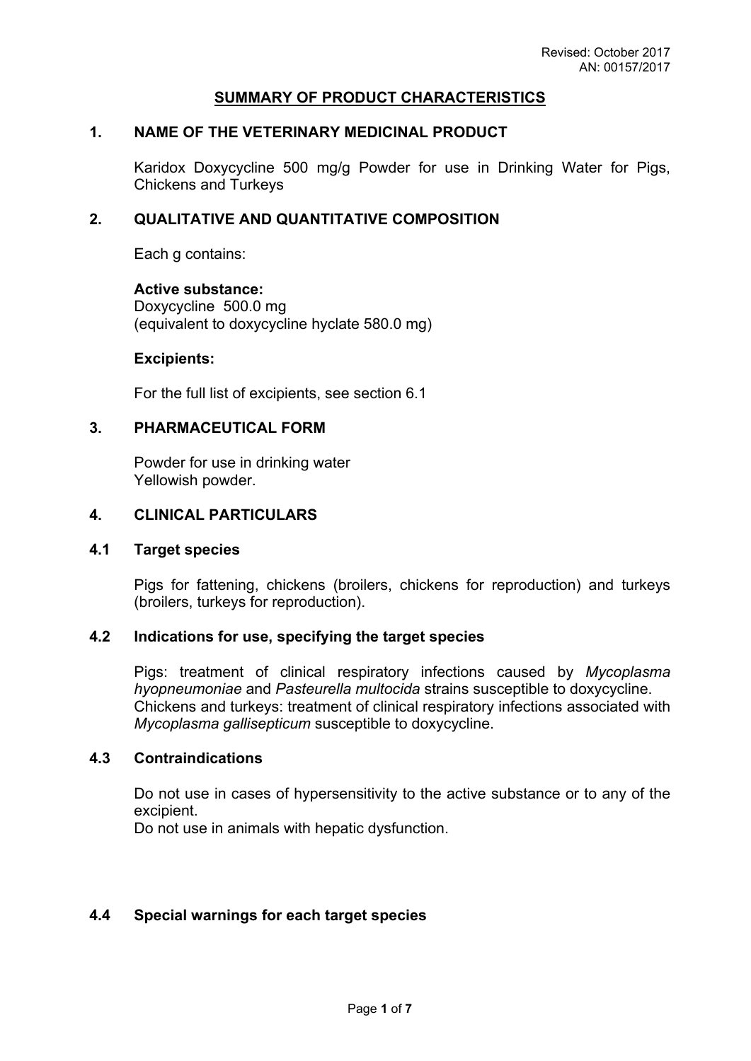Revised: October 2017
AN: 00157/2017

**SUMMARY OF PRODUCT CHARACTERISTICS**

## 1. NAME OF THE VETERINARY MEDICINAL PRODUCT

Karidox Doxycycline 500 mg/g Powder for use in Drinking Water for Pigs, Chickens and Turkeys

## 2. QUALITATIVE AND QUANTITATIVE COMPOSITION

Each g contains:

**Active substance:**
Doxycycline 500.0 mg
(equivalent to doxycycline hyclate 580.0 mg)

**Excipients:**

For the full list of excipients, see section 6.1

## 3. PHARMACEUTICAL FORM

Powder for use in drinking water
Yellowish powder.

## 4. CLINICAL PARTICULARS

### 4.1 Target species

Pigs for fattening, chickens (broilers, chickens for reproduction) and turkeys (broilers, turkeys for reproduction).

### 4.2 Indications for use, specifying the target species

Pigs: treatment of clinical respiratory infections caused by *Mycoplasma hyopneumoniae* and *Pasteurella multocida* strains susceptible to doxycycline.
Chickens and turkeys: treatment of clinical respiratory infections associated with *Mycoplasma gallisepticum* susceptible to doxycycline.

### 4.3 Contraindications

Do not use in cases of hypersensitivity to the active substance or to any of the excipient.
Do not use in animals with hepatic dysfunction.

### 4.4 Special warnings for each target species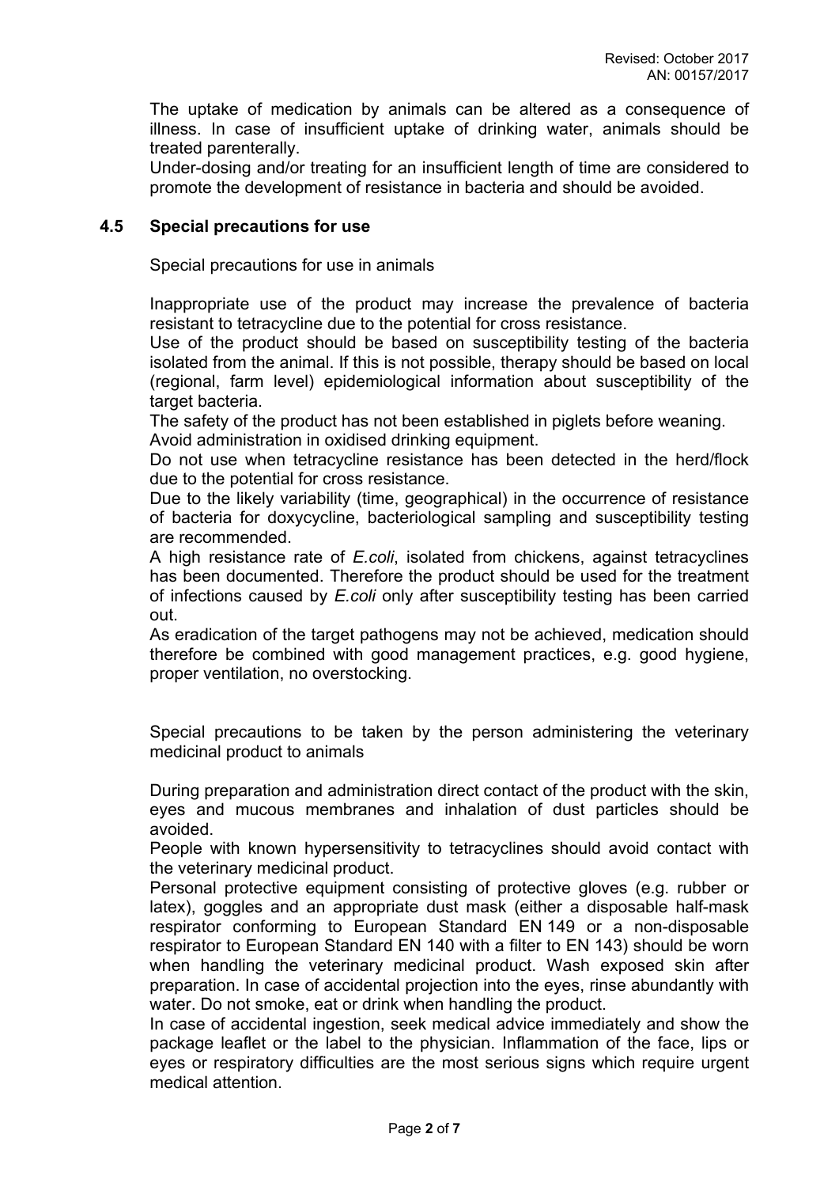The uptake of medication by animals can be altered as a consequence of illness. In case of insufficient uptake of drinking water, animals should be treated parenterally.

Under-dosing and/or treating for an insufficient length of time are considered to promote the development of resistance in bacteria and should be avoided.

## 4.5 Special precautions for use

Special precautions for use in animals

Inappropriate use of the product may increase the prevalence of bacteria resistant to tetracycline due to the potential for cross resistance.

Use of the product should be based on susceptibility testing of the bacteria isolated from the animal. If this is not possible, therapy should be based on local (regional, farm level) epidemiological information about susceptibility of the target bacteria.

The safety of the product has not been established in piglets before weaning.

Avoid administration in oxidised drinking equipment.

Do not use when tetracycline resistance has been detected in the herd/flock due to the potential for cross resistance.

Due to the likely variability (time, geographical) in the occurrence of resistance of bacteria for doxycycline, bacteriological sampling and susceptibility testing are recommended.

A high resistance rate of *E.coli*, isolated from chickens, against tetracyclines has been documented. Therefore the product should be used for the treatment of infections caused by *E.coli* only after susceptibility testing has been carried out.

As eradication of the target pathogens may not be achieved, medication should therefore be combined with good management practices, e.g. good hygiene, proper ventilation, no overstocking.

Special precautions to be taken by the person administering the veterinary medicinal product to animals

During preparation and administration direct contact of the product with the skin, eyes and mucous membranes and inhalation of dust particles should be avoided.

People with known hypersensitivity to tetracyclines should avoid contact with the veterinary medicinal product.

Personal protective equipment consisting of protective gloves (e.g. rubber or latex), goggles and an appropriate dust mask (either a disposable half-mask respirator conforming to European Standard EN 149 or a non-disposable respirator to European Standard EN 140 with a filter to EN 143) should be worn when handling the veterinary medicinal product. Wash exposed skin after preparation. In case of accidental projection into the eyes, rinse abundantly with water. Do not smoke, eat or drink when handling the product.

In case of accidental ingestion, seek medical advice immediately and show the package leaflet or the label to the physician. Inflammation of the face, lips or eyes or respiratory difficulties are the most serious signs which require urgent medical attention.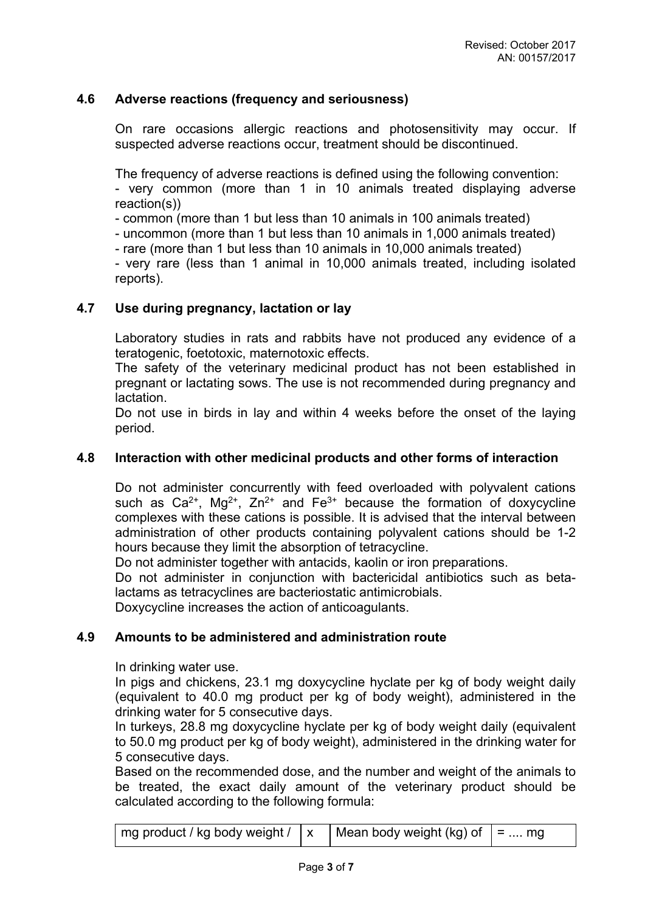## 4.6 Adverse reactions (frequency and seriousness)

On rare occasions allergic reactions and photosensitivity may occur. If suspected adverse reactions occur, treatment should be discontinued.

The frequency of adverse reactions is defined using the following convention:
- very common (more than 1 in 10 animals treated displaying adverse reaction(s))
- common (more than 1 but less than 10 animals in 100 animals treated)
- uncommon (more than 1 but less than 10 animals in 1,000 animals treated)
- rare (more than 1 but less than 10 animals in 10,000 animals treated)
- very rare (less than 1 animal in 10,000 animals treated, including isolated reports).

## 4.7 Use during pregnancy, lactation or lay

Laboratory studies in rats and rabbits have not produced any evidence of a teratogenic, foetotoxic, maternotoxic effects.
The safety of the veterinary medicinal product has not been established in pregnant or lactating sows. The use is not recommended during pregnancy and lactation.
Do not use in birds in lay and within 4 weeks before the onset of the laying period.

## 4.8 Interaction with other medicinal products and other forms of interaction

Do not administer concurrently with feed overloaded with polyvalent cations such as $Ca^{2+}$, $Mg^{2+}$, $Zn^{2+}$ and $Fe^{3+}$ because the formation of doxycycline complexes with these cations is possible. It is advised that the interval between administration of other products containing polyvalent cations should be 1-2 hours because they limit the absorption of tetracycline.
Do not administer together with antacids, kaolin or iron preparations.
Do not administer in conjunction with bactericidal antibiotics such as beta-lactams as tetracyclines are bacteriostatic antimicrobials.
Doxycycline increases the action of anticoagulants.

## 4.9 Amounts to be administered and administration route

In drinking water use.
In pigs and chickens, 23.1 mg doxycycline hyclate per kg of body weight daily (equivalent to 40.0 mg product per kg of body weight), administered in the drinking water for 5 consecutive days.
In turkeys, 28.8 mg doxycycline hyclate per kg of body weight daily (equivalent to 50.0 mg product per kg of body weight), administered in the drinking water for 5 consecutive days.
Based on the recommended dose, and the number and weight of the animals to be treated, the exact daily amount of the veterinary product should be calculated according to the following formula:

| mg product / kg body weight / | x | Mean body weight (kg) of | = .... mg |
|---|---|---|---|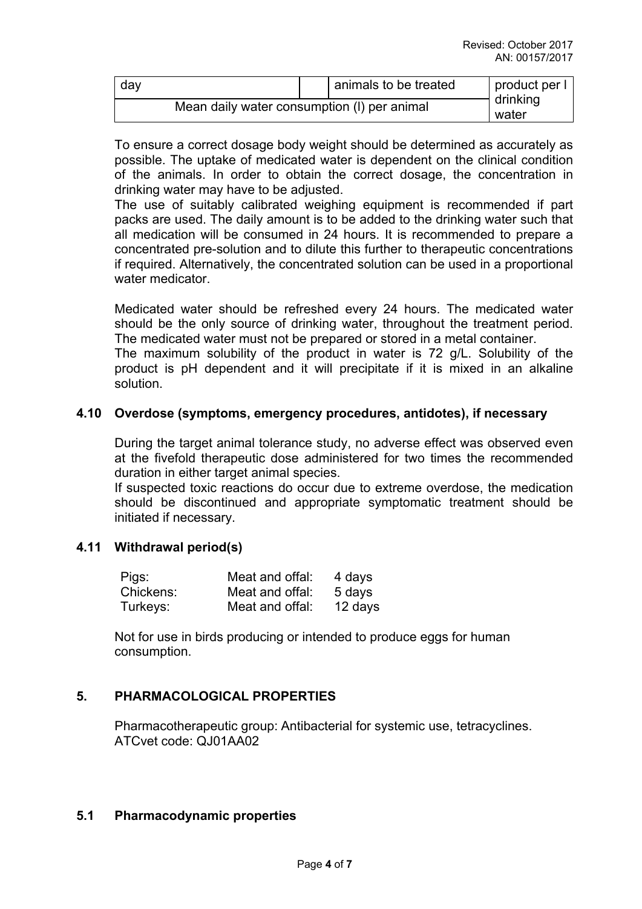| day | | animals to be treated | product per l drinking water |
|---|---|---|---|
| Mean daily water consumption (l) per animal | | | |

To ensure a correct dosage body weight should be determined as accurately as possible. The uptake of medicated water is dependent on the clinical condition of the animals. In order to obtain the correct dosage, the concentration in drinking water may have to be adjusted.
The use of suitably calibrated weighing equipment is recommended if part packs are used. The daily amount is to be added to the drinking water such that all medication will be consumed in 24 hours. It is recommended to prepare a concentrated pre-solution and to dilute this further to therapeutic concentrations if required. Alternatively, the concentrated solution can be used in a proportional water medicator.

Medicated water should be refreshed every 24 hours. The medicated water should be the only source of drinking water, throughout the treatment period. The medicated water must not be prepared or stored in a metal container.
The maximum solubility of the product in water is 72 g/L. Solubility of the product is pH dependent and it will precipitate if it is mixed in an alkaline solution.

### 4.10 Overdose (symptoms, emergency procedures, antidotes), if necessary

During the target animal tolerance study, no adverse effect was observed even at the fivefold therapeutic dose administered for two times the recommended duration in either target animal species.
If suspected toxic reactions do occur due to extreme overdose, the medication should be discontinued and appropriate symptomatic treatment should be initiated if necessary.

### 4.11 Withdrawal period(s)

| | | |
|---|---|---|
| Pigs: | Meat and offal: | 4 days |
| Chickens: | Meat and offal: | 5 days |
| Turkeys: | Meat and offal: | 12 days |

Not for use in birds producing or intended to produce eggs for human consumption.

## 5. PHARMACOLOGICAL PROPERTIES

Pharmacotherapeutic group: Antibacterial for systemic use, tetracyclines.
ATCvet code: QJ01AA02

### 5.1 Pharmacodynamic properties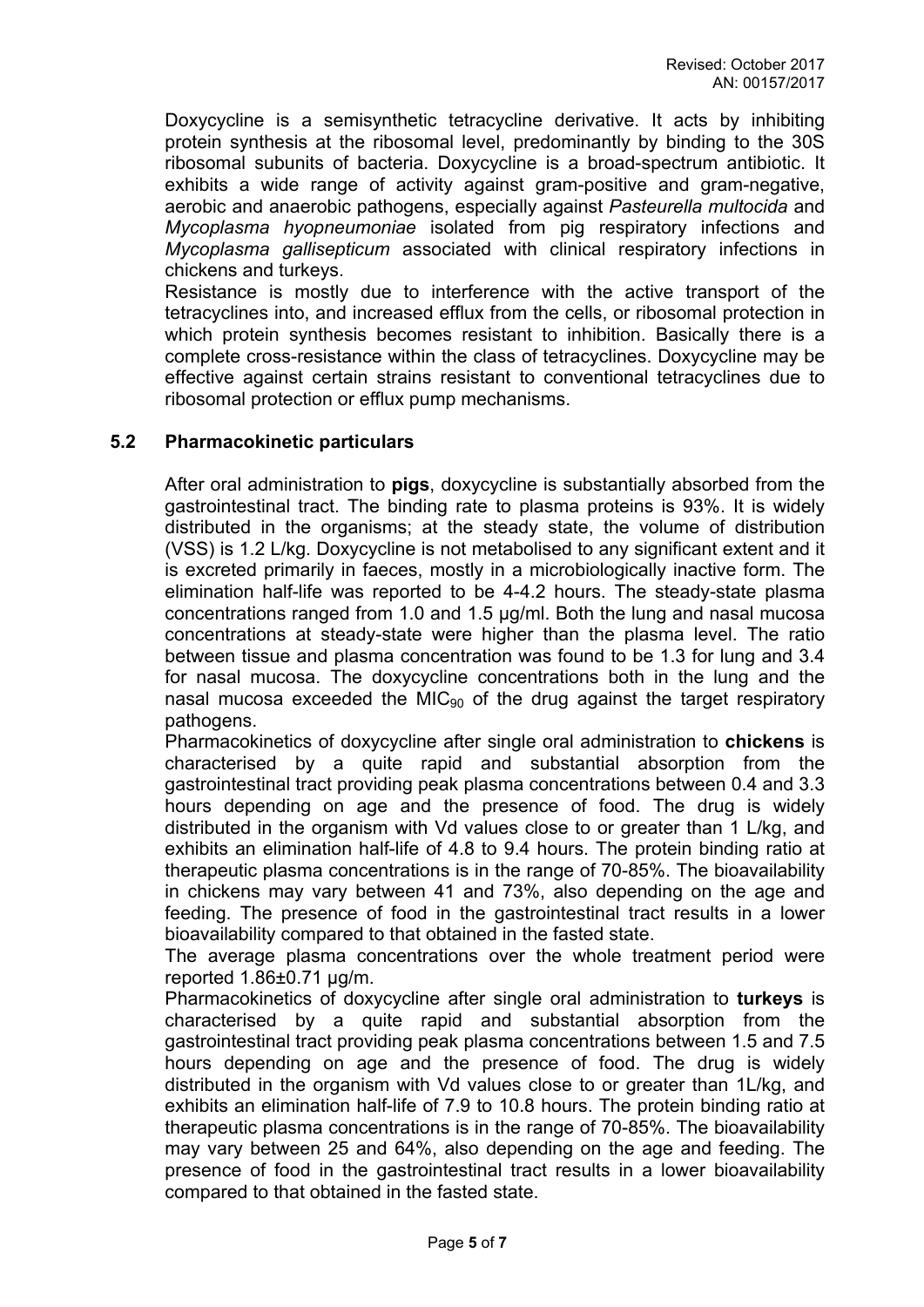Doxycycline is a semisynthetic tetracycline derivative. It acts by inhibiting protein synthesis at the ribosomal level, predominantly by binding to the 30S ribosomal subunits of bacteria. Doxycycline is a broad-spectrum antibiotic. It exhibits a wide range of activity against gram-positive and gram-negative, aerobic and anaerobic pathogens, especially against *Pasteurella multocida* and *Mycoplasma hyopneumoniae* isolated from pig respiratory infections and *Mycoplasma gallisepticum* associated with clinical respiratory infections in chickens and turkeys.

Resistance is mostly due to interference with the active transport of the tetracyclines into, and increased efflux from the cells, or ribosomal protection in which protein synthesis becomes resistant to inhibition. Basically there is a complete cross-resistance within the class of tetracyclines. Doxycycline may be effective against certain strains resistant to conventional tetracyclines due to ribosomal protection or efflux pump mechanisms.

## 5.2 Pharmacokinetic particulars

After oral administration to **pigs**, doxycycline is substantially absorbed from the gastrointestinal tract. The binding rate to plasma proteins is 93%. It is widely distributed in the organisms; at the steady state, the volume of distribution (VSS) is 1.2 L/kg. Doxycycline is not metabolised to any significant extent and it is excreted primarily in faeces, mostly in a microbiologically inactive form. The elimination half-life was reported to be 4-4.2 hours. The steady-state plasma concentrations ranged from 1.0 and 1.5 µg/ml. Both the lung and nasal mucosa concentrations at steady-state were higher than the plasma level. The ratio between tissue and plasma concentration was found to be 1.3 for lung and 3.4 for nasal mucosa. The doxycycline concentrations both in the lung and the nasal mucosa exceeded the $MIC_{90}$ of the drug against the target respiratory pathogens.

Pharmacokinetics of doxycycline after single oral administration to **chickens** is characterised by a quite rapid and substantial absorption from the gastrointestinal tract providing peak plasma concentrations between 0.4 and 3.3 hours depending on age and the presence of food. The drug is widely distributed in the organism with Vd values close to or greater than 1 L/kg, and exhibits an elimination half-life of 4.8 to 9.4 hours. The protein binding ratio at therapeutic plasma concentrations is in the range of 70-85%. The bioavailability in chickens may vary between 41 and 73%, also depending on the age and feeding. The presence of food in the gastrointestinal tract results in a lower bioavailability compared to that obtained in the fasted state.

The average plasma concentrations over the whole treatment period were reported 1.86±0.71 µg/m.

Pharmacokinetics of doxycycline after single oral administration to **turkeys** is characterised by a quite rapid and substantial absorption from the gastrointestinal tract providing peak plasma concentrations between 1.5 and 7.5 hours depending on age and the presence of food. The drug is widely distributed in the organism with Vd values close to or greater than 1L/kg, and exhibits an elimination half-life of 7.9 to 10.8 hours. The protein binding ratio at therapeutic plasma concentrations is in the range of 70-85%. The bioavailability may vary between 25 and 64%, also depending on the age and feeding. The presence of food in the gastrointestinal tract results in a lower bioavailability compared to that obtained in the fasted state.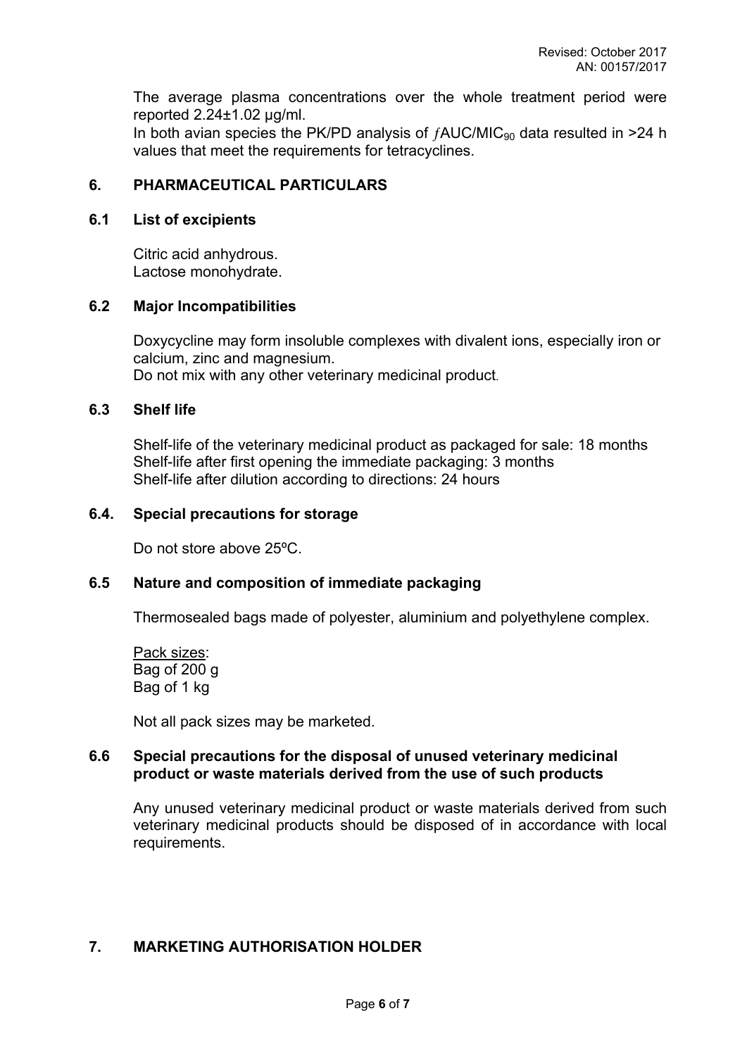The average plasma concentrations over the whole treatment period were reported 2.24±1.02 µg/ml.

In both avian species the PK/PD analysis of $f$AUC/MIC$_{90}$ data resulted in >24 h values that meet the requirements for tetracyclines.

## 6. PHARMACEUTICAL PARTICULARS

### 6.1 List of excipients

Citric acid anhydrous.
Lactose monohydrate.

### 6.2 Major Incompatibilities

Doxycycline may form insoluble complexes with divalent ions, especially iron or calcium, zinc and magnesium.
Do not mix with any other veterinary medicinal product.

### 6.3 Shelf life

Shelf-life of the veterinary medicinal product as packaged for sale: 18 months
Shelf-life after first opening the immediate packaging: 3 months
Shelf-life after dilution according to directions: 24 hours

### 6.4. Special precautions for storage

Do not store above 25ºC.

### 6.5 Nature and composition of immediate packaging

Thermosealed bags made of polyester, aluminium and polyethylene complex.

Pack sizes:
Bag of 200 g
Bag of 1 kg

Not all pack sizes may be marketed.

### 6.6 Special precautions for the disposal of unused veterinary medicinal product or waste materials derived from the use of such products

Any unused veterinary medicinal product or waste materials derived from such veterinary medicinal products should be disposed of in accordance with local requirements.

## 7. MARKETING AUTHORISATION HOLDER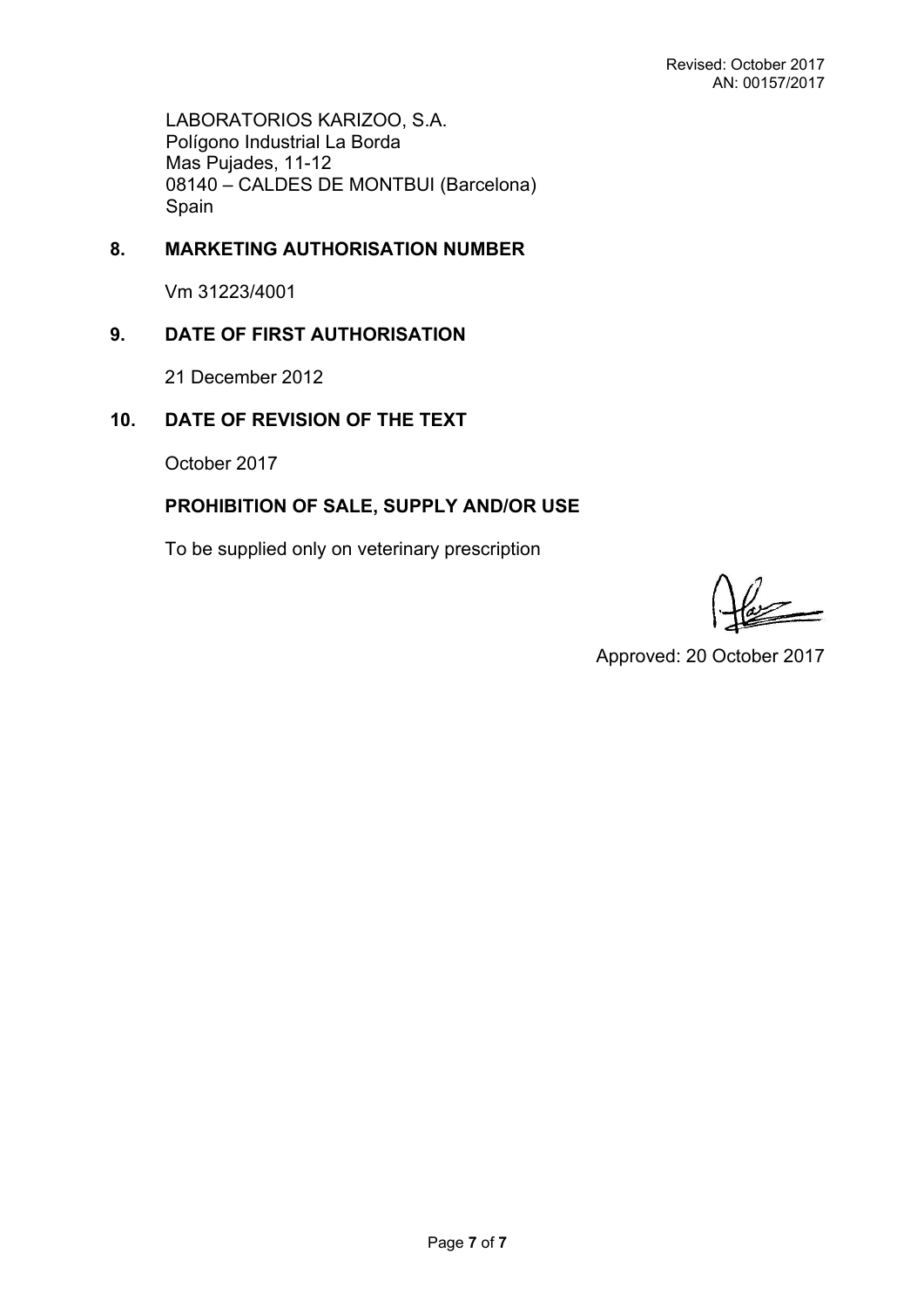LABORATORIOS KARIZOO, S.A.
Polígono Industrial La Borda
Mas Pujades, 11-12
08140 – CALDES DE MONTBUI (Barcelona)
Spain

## 8. MARKETING AUTHORISATION NUMBER

Vm 31223/4001

## 9. DATE OF FIRST AUTHORISATION

21 December 2012

## 10. DATE OF REVISION OF THE TEXT

October 2017

## PROHIBITION OF SALE, SUPPLY AND/OR USE

To be supplied only on veterinary prescription

Approved: 20 October 2017